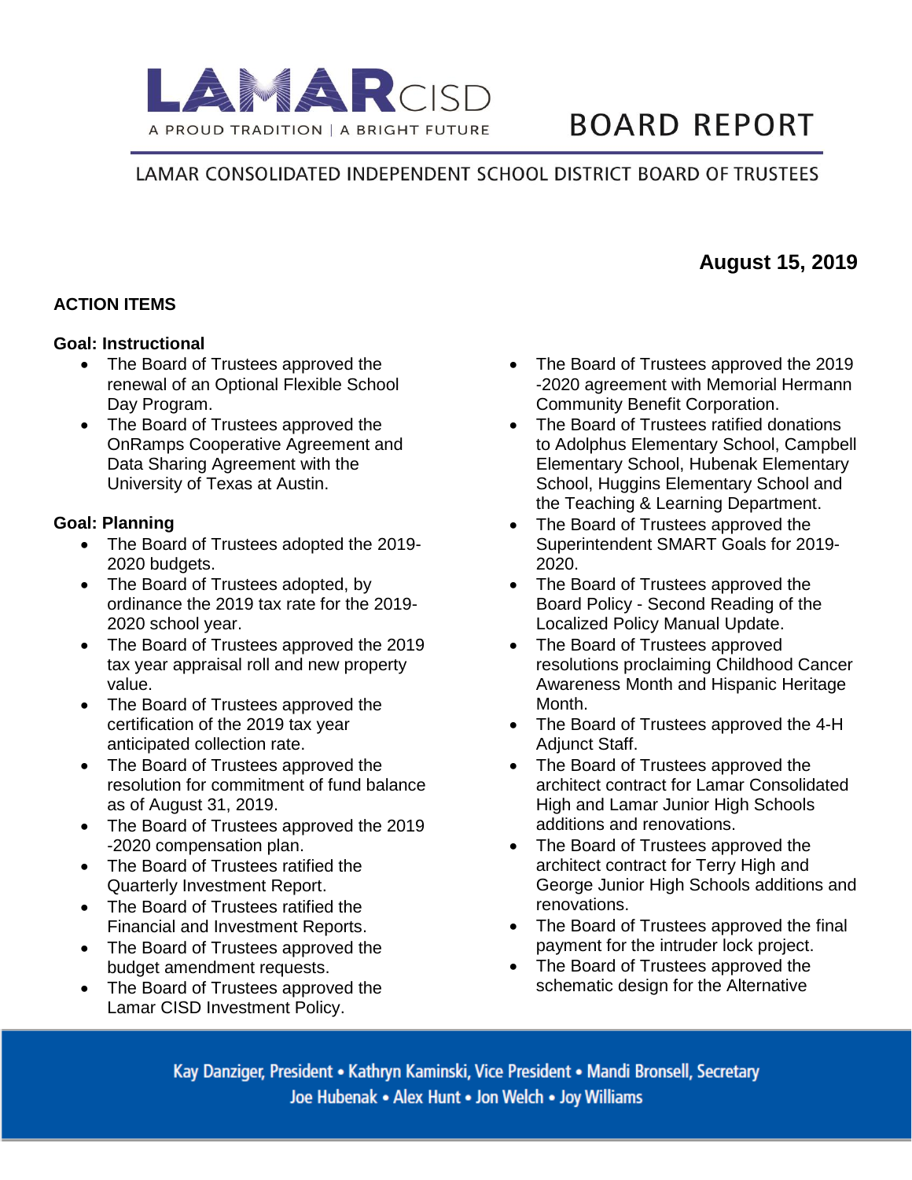LAMAR CISD
A PROUD TRADITION | A BRIGHT FUTURE

# BOARD REPORT

LAMAR CONSOLIDATED INDEPENDENT SCHOOL DISTRICT BOARD OF TRUSTEES

**August 15, 2019**

## ACTION ITEMS

### Goal: Instructional

- The Board of Trustees approved the renewal of an Optional Flexible School Day Program.
- The Board of Trustees approved the OnRamps Cooperative Agreement and Data Sharing Agreement with the University of Texas at Austin.

### Goal: Planning

- The Board of Trustees adopted the 2019-2020 budgets.
- The Board of Trustees adopted, by ordinance the 2019 tax rate for the 2019-2020 school year.
- The Board of Trustees approved the 2019 tax year appraisal roll and new property value.
- The Board of Trustees approved the certification of the 2019 tax year anticipated collection rate.
- The Board of Trustees approved the resolution for commitment of fund balance as of August 31, 2019.
- The Board of Trustees approved the 2019 -2020 compensation plan.
- The Board of Trustees ratified the Quarterly Investment Report.
- The Board of Trustees ratified the Financial and Investment Reports.
- The Board of Trustees approved the budget amendment requests.
- The Board of Trustees approved the Lamar CISD Investment Policy.
- The Board of Trustees approved the 2019 -2020 agreement with Memorial Hermann Community Benefit Corporation.
- The Board of Trustees ratified donations to Adolphus Elementary School, Campbell Elementary School, Hubenak Elementary School, Huggins Elementary School and the Teaching & Learning Department.
- The Board of Trustees approved the Superintendent SMART Goals for 2019-2020.
- The Board of Trustees approved the Board Policy - Second Reading of the Localized Policy Manual Update.
- The Board of Trustees approved resolutions proclaiming Childhood Cancer Awareness Month and Hispanic Heritage Month.
- The Board of Trustees approved the 4-H Adjunct Staff.
- The Board of Trustees approved the architect contract for Lamar Consolidated High and Lamar Junior High Schools additions and renovations.
- The Board of Trustees approved the architect contract for Terry High and George Junior High Schools additions and renovations.
- The Board of Trustees approved the final payment for the intruder lock project.
- The Board of Trustees approved the schematic design for the Alternative

Kay Danziger, President • Kathryn Kaminski, Vice President • Mandi Bronsell, Secretary
Joe Hubenak • Alex Hunt • Jon Welch • Joy Williams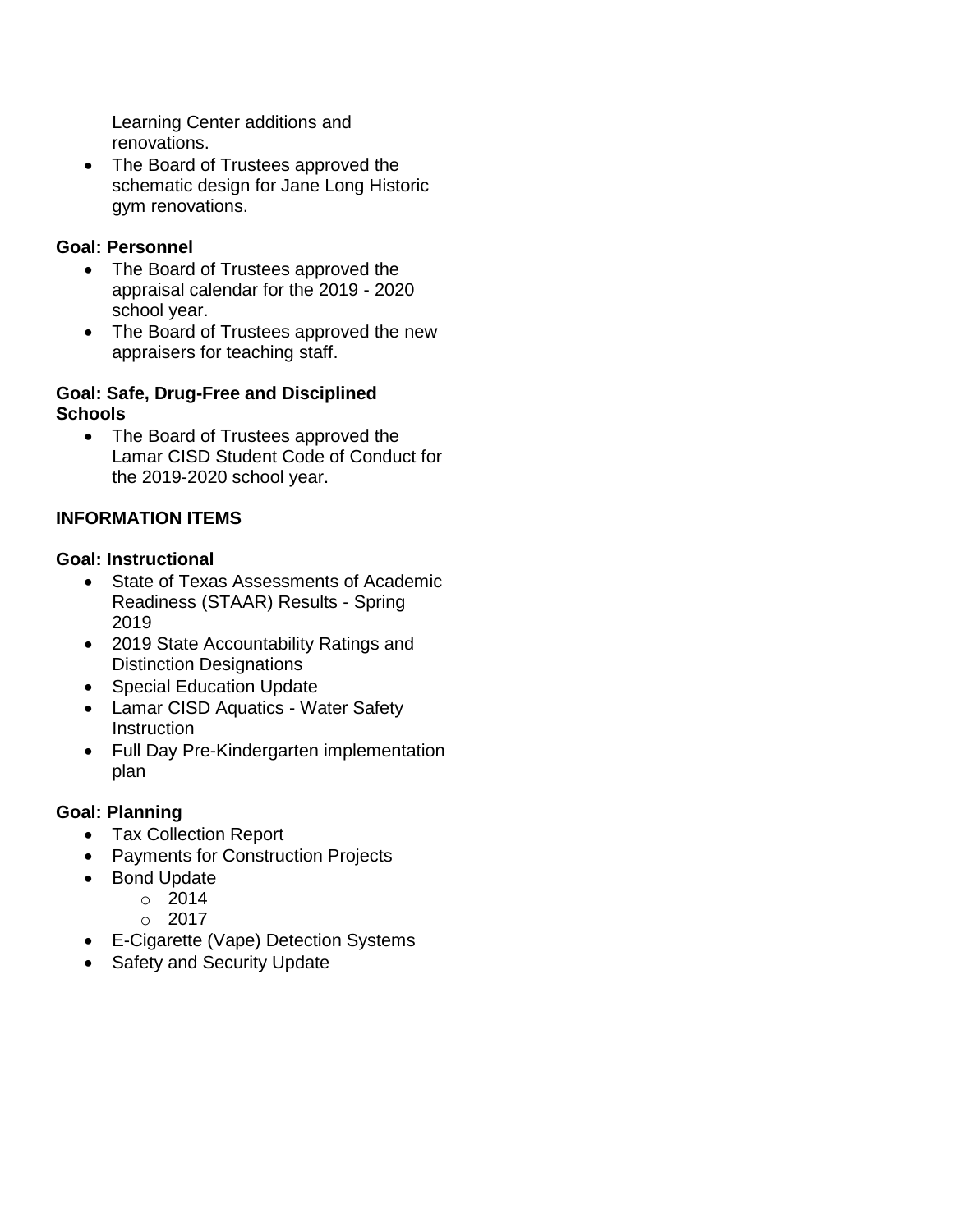Learning Center additions and renovations.

- The Board of Trustees approved the schematic design for Jane Long Historic gym renovations.

**Goal: Personnel**

- The Board of Trustees approved the appraisal calendar for the 2019 - 2020 school year.
- The Board of Trustees approved the new appraisers for teaching staff.

**Goal: Safe, Drug-Free and Disciplined Schools**

- The Board of Trustees approved the Lamar CISD Student Code of Conduct for the 2019-2020 school year.

**INFORMATION ITEMS**

**Goal: Instructional**

- State of Texas Assessments of Academic Readiness (STAAR) Results - Spring 2019
- 2019 State Accountability Ratings and Distinction Designations
- Special Education Update
- Lamar CISD Aquatics - Water Safety Instruction
- Full Day Pre-Kindergarten implementation plan

**Goal: Planning**

- Tax Collection Report
- Payments for Construction Projects
- Bond Update
  - 2014
  - 2017
- E-Cigarette (Vape) Detection Systems
- Safety and Security Update